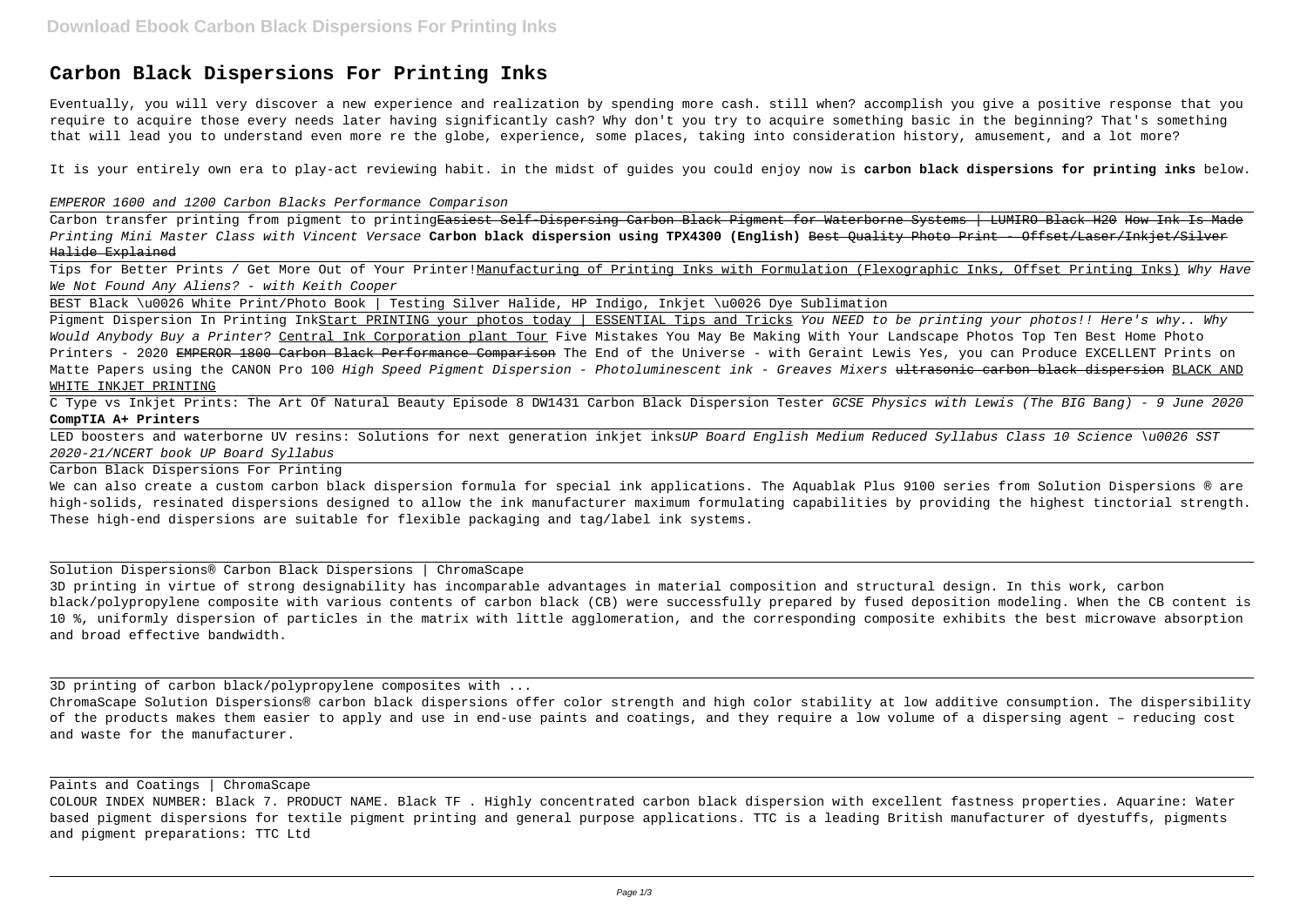# Carbon Black Dispersions For Printing Inks

Eventually, you will very discover a new experience and realization by spending more cash. still when? accomplish you give a positive response that you require to acquire those every needs later having significantly cash? Why don't you try to acquire something basic in the beginning? That's something that will lead you to understand even more re the globe, experience, some places, taking into consideration history, amusement, and a lot more?

It is your entirely own era to play-act reviewing habit. in the midst of guides you could enjoy now is **carbon black dispersions for printing inks** below.

*EMPEROR 1600 and 1200 Carbon Blacks Performance Comparison*

Carbon transfer printing from pigment to printing ~~Easiest Self-Dispersing Carbon Black Pigment for Waterborne Systems | LUMIRO Black H20~~ ~~How Ink Is Made~~ *Printing Mini Master Class with Vincent Versace* **Carbon black dispersion using TPX4300 (English)** ~~Best Quality Photo Print - Offset/Laser/Inkjet/Silver Halide Explained~~

Tips for Better Prints / Get More Out of Your Printer! Manufacturing of Printing Inks with Formulation (Flexographic Inks, Offset Printing Inks) *Why Have We Not Found Any Aliens? - with Keith Cooper*

BEST Black \u0026 White Print/Photo Book | Testing Silver Halide, HP Indigo, Inkjet \u0026 Dye Sublimation

Pigment Dispersion In Printing Ink Start PRINTING your photos today | ESSENTIAL Tips and Tricks *You NEED to be printing your photos!! Here's why..* *Why Would Anybody Buy a Printer?* Central Ink Corporation plant Tour Five Mistakes You May Be Making With Your Landscape Photos Top Ten Best Home Photo Printers - 2020 ~~EMPEROR 1800 Carbon Black Performance Comparison~~ The End of the Universe - with Geraint Lewis Yes, you can Produce EXCELLENT Prints on Matte Papers using the CANON Pro 100 *High Speed Pigment Dispersion - Photoluminescent ink - Greaves Mixers* ~~ultrasonic carbon black dispersion~~ BLACK AND WHITE INKJET PRINTING

C Type vs Inkjet Prints: The Art Of Natural Beauty Episode 8 DW1431 Carbon Black Dispersion Tester *GCSE Physics with Lewis (The BIG Bang) - 9 June 2020* **CompTIA A+ Printers**

LED boosters and waterborne UV resins: Solutions for next generation inkjet inks *UP Board English Medium Reduced Syllabus Class 10 Science \u0026 SST 2020-21/NCERT book UP Board Syllabus*

Carbon Black Dispersions For Printing

We can also create a custom carbon black dispersion formula for special ink applications. The Aquablak Plus 9100 series from Solution Dispersions ® are high-solids, resinated dispersions designed to allow the ink manufacturer maximum formulating capabilities by providing the highest tinctorial strength. These high-end dispersions are suitable for flexible packaging and tag/label ink systems.

Solution Dispersions® Carbon Black Dispersions | ChromaScape

3D printing in virtue of strong designability has incomparable advantages in material composition and structural design. In this work, carbon black/polypropylene composite with various contents of carbon black (CB) were successfully prepared by fused deposition modeling. When the CB content is 10 %, uniformly dispersion of particles in the matrix with little agglomeration, and the corresponding composite exhibits the best microwave absorption and broad effective bandwidth.

3D printing of carbon black/polypropylene composites with ...

ChromaScape Solution Dispersions® carbon black dispersions offer color strength and high color stability at low additive consumption. The dispersibility of the products makes them easier to apply and use in end-use paints and coatings, and they require a low volume of a dispersing agent – reducing cost and waste for the manufacturer.

Paints and Coatings | ChromaScape

COLOUR INDEX NUMBER: Black 7. PRODUCT NAME. Black TF . Highly concentrated carbon black dispersion with excellent fastness properties. Aquarine: Water based pigment dispersions for textile pigment printing and general purpose applications. TTC is a leading British manufacturer of dyestuffs, pigments and pigment preparations: TTC Ltd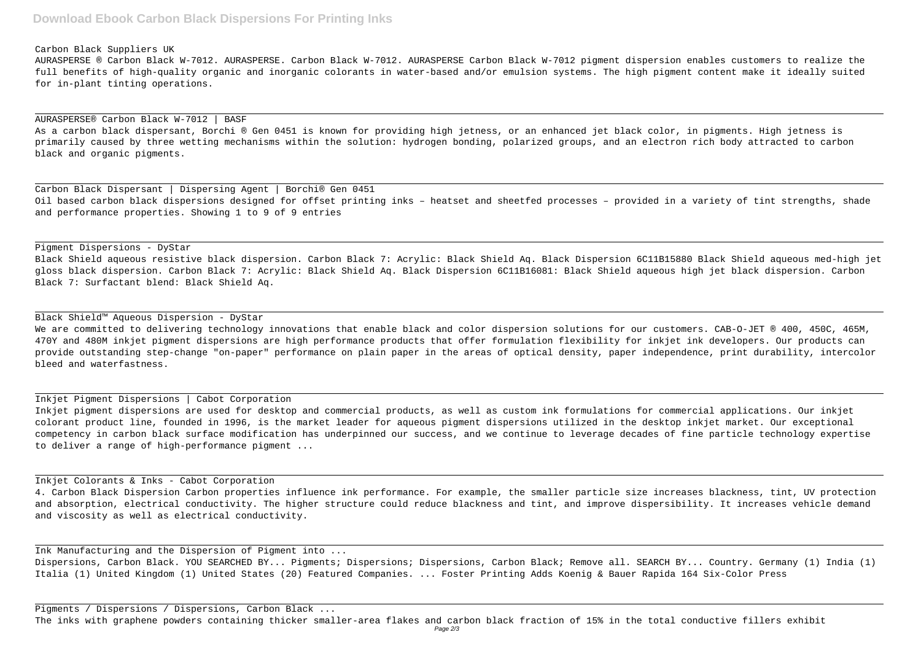Carbon Black Suppliers UK

AURASPERSE ® Carbon Black W-7012. AURASPERSE. Carbon Black W-7012. AURASPERSE Carbon Black W-7012 pigment dispersion enables customers to realize the full benefits of high-quality organic and inorganic colorants in water-based and/or emulsion systems. The high pigment content make it ideally suited for in-plant tinting operations.

AURASPERSE® Carbon Black W-7012 | BASF

As a carbon black dispersant, Borchi ® Gen 0451 is known for providing high jetness, or an enhanced jet black color, in pigments. High jetness is primarily caused by three wetting mechanisms within the solution: hydrogen bonding, polarized groups, and an electron rich body attracted to carbon black and organic pigments.

Carbon Black Dispersant | Dispersing Agent | Borchi® Gen 0451

Oil based carbon black dispersions designed for offset printing inks – heatset and sheetfed processes – provided in a variety of tint strengths, shade and performance properties. Showing 1 to 9 of 9 entries

Pigment Dispersions - DyStar

Black Shield aqueous resistive black dispersion. Carbon Black 7: Acrylic: Black Shield Aq. Black Dispersion 6C11B15880 Black Shield aqueous med-high jet gloss black dispersion. Carbon Black 7: Acrylic: Black Shield Aq. Black Dispersion 6C11B16081: Black Shield aqueous high jet black dispersion. Carbon Black 7: Surfactant blend: Black Shield Aq.

Black Shield™ Aqueous Dispersion - DyStar

We are committed to delivering technology innovations that enable black and color dispersion solutions for our customers. CAB-O-JET ® 400, 450C, 465M, 470Y and 480M inkjet pigment dispersions are high performance products that offer formulation flexibility for inkjet ink developers. Our products can provide outstanding step-change "on-paper" performance on plain paper in the areas of optical density, paper independence, print durability, intercolor bleed and waterfastness.

Inkjet Pigment Dispersions | Cabot Corporation

Inkjet pigment dispersions are used for desktop and commercial products, as well as custom ink formulations for commercial applications. Our inkjet colorant product line, founded in 1996, is the market leader for aqueous pigment dispersions utilized in the desktop inkjet market. Our exceptional competency in carbon black surface modification has underpinned our success, and we continue to leverage decades of fine particle technology expertise to deliver a range of high-performance pigment ...

Inkjet Colorants & Inks - Cabot Corporation

4. Carbon Black Dispersion Carbon properties influence ink performance. For example, the smaller particle size increases blackness, tint, UV protection and absorption, electrical conductivity. The higher structure could reduce blackness and tint, and improve dispersibility. It increases vehicle demand and viscosity as well as electrical conductivity.

Ink Manufacturing and the Dispersion of Pigment into ...

Dispersions, Carbon Black. YOU SEARCHED BY... Pigments; Dispersions; Dispersions, Carbon Black; Remove all. SEARCH BY... Country. Germany (1) India (1) Italia (1) United Kingdom (1) United States (20) Featured Companies. ... Foster Printing Adds Koenig & Bauer Rapida 164 Six-Color Press

Pigments / Dispersions / Dispersions, Carbon Black ...

The inks with graphene powders containing thicker smaller-area flakes and carbon black fraction of 15% in the total conductive fillers exhibit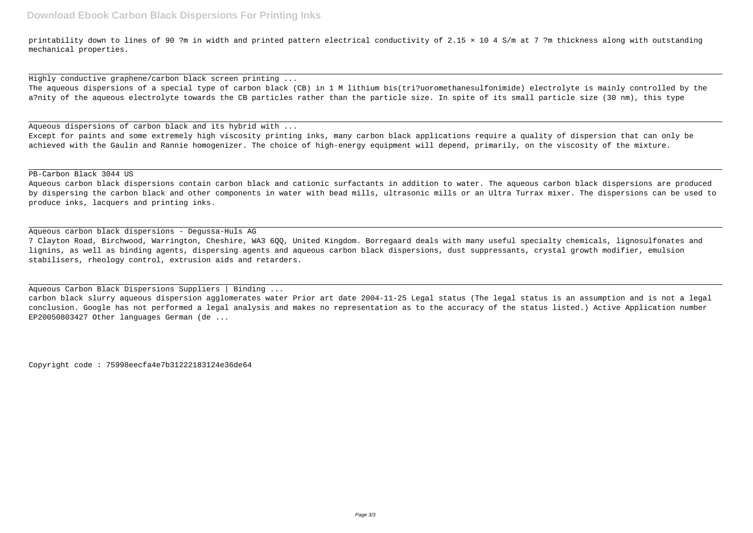printability down to lines of 90 ?m in width and printed pattern electrical conductivity of 2.15 × 10 4 S/m at 7 ?m thickness along with outstanding mechanical properties.

---

Highly conductive graphene/carbon black screen printing ...
The aqueous dispersions of a special type of carbon black (CB) in 1 M lithium bis(tri?uoromethanesulfonimide) electrolyte is mainly controlled by the a?nity of the aqueous electrolyte towards the CB particles rather than the particle size. In spite of its small particle size (30 nm), this type

---

Aqueous dispersions of carbon black and its hybrid with ...
Except for paints and some extremely high viscosity printing inks, many carbon black applications require a quality of dispersion that can only be achieved with the Gaulin and Rannie homogenizer. The choice of high-energy equipment will depend, primarily, on the viscosity of the mixture.

---

PB-Carbon Black 3044 US
Aqueous carbon black dispersions contain carbon black and cationic surfactants in addition to water. The aqueous carbon black dispersions are produced by dispersing the carbon black and other components in water with bead mills, ultrasonic mills or an Ultra Turrax mixer. The dispersions can be used to produce inks, lacquers and printing inks.

---

Aqueous carbon black dispersions - Degussa-Huls AG
7 Clayton Road, Birchwood, Warrington, Cheshire, WA3 6QQ, United Kingdom. Borregaard deals with many useful specialty chemicals, lignosulfonates and lignins, as well as binding agents, dispersing agents and aqueous carbon black dispersions, dust suppressants, crystal growth modifier, emulsion stabilisers, rheology control, extrusion aids and retarders.

---

Aqueous Carbon Black Dispersions Suppliers | Binding ...
carbon black slurry aqueous dispersion agglomerates water Prior art date 2004-11-25 Legal status (The legal status is an assumption and is not a legal conclusion. Google has not performed a legal analysis and makes no representation as to the accuracy of the status listed.) Active Application number EP20050803427 Other languages German (de ...

Copyright code : 75998eecfa4e7b31222183124e36de64